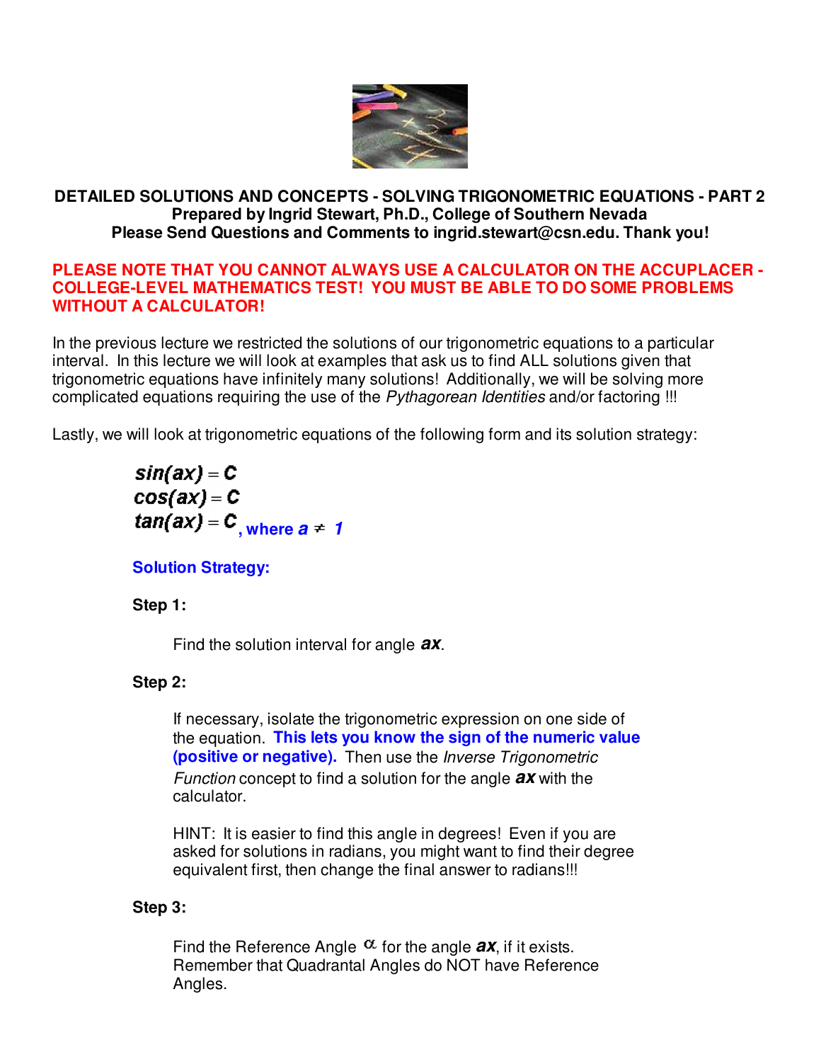# DETAILED SOLUTIONS AND CONCEPTS - SOLVING TRIGONOMETRIC EQUATIONS - PART 2

**Prepared by Ingrid Stewart, Ph.D., College of Southern Nevada**
**Please Send Questions and Comments to ingrid.stewart@csn.edu. Thank you!**

**PLEASE NOTE THAT YOU CANNOT ALWAYS USE A CALCULATOR ON THE ACCUPLACER - COLLEGE-LEVEL MATHEMATICS TEST! YOU MUST BE ABLE TO DO SOME PROBLEMS WITHOUT A CALCULATOR!**

In the previous lecture we restricted the solutions of our trigonometric equations to a particular interval. In this lecture we will look at examples that ask us to find ALL solutions given that trigonometric equations have infinitely many solutions! Additionally, we will be solving more complicated equations requiring the use of the *Pythagorean Identities* and/or factoring !!!

Lastly, we will look at trigonometric equations of the following form and its solution strategy:

$$\sin(ax) = C$$
$$\cos(ax) = C$$
$$\tan(ax) = C$$

**, where $a \neq 1$**

**Solution Strategy:**

**Step 1:**

Find the solution interval for angle $ax$.

**Step 2:**

If necessary, isolate the trigonometric expression on one side of the equation. **This lets you know the sign of the numeric value (positive or negative).** Then use the *Inverse Trigonometric Function* concept to find a solution for the angle $ax$ with the calculator.

HINT: It is easier to find this angle in degrees! Even if you are asked for solutions in radians, you might want to find their degree equivalent first, then change the final answer to radians!!!

**Step 3:**

Find the Reference Angle $\alpha$ for the angle $ax$, if it exists. Remember that Quadrantal Angles do NOT have Reference Angles.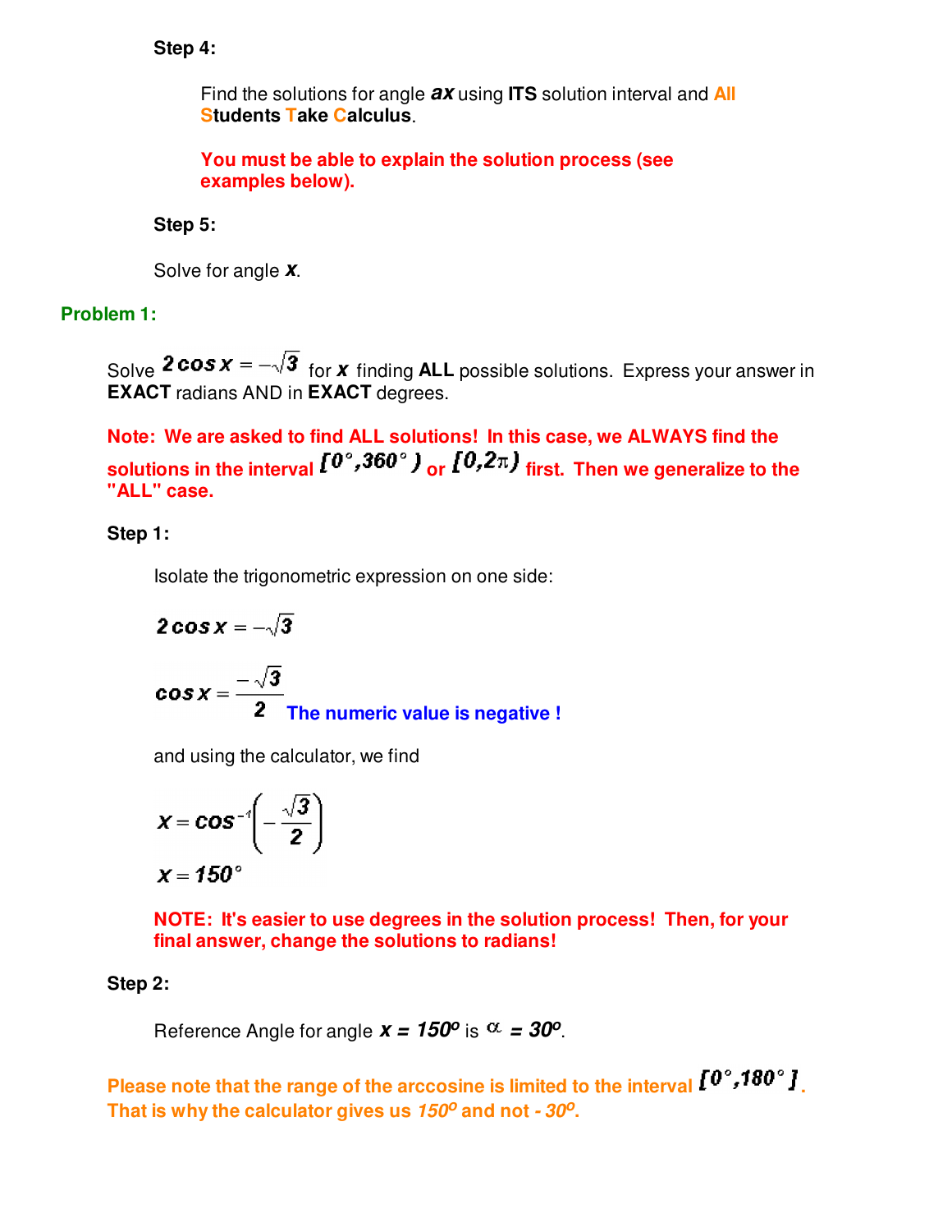**Step 4:**

Find the solutions for angle $ax$ using **ITS** solution interval and **All Students Take Calculus**.

**You must be able to explain the solution process (see examples below).**

**Step 5:**

Solve for angle $x$.

## Problem 1:

Solve $2\cos x = -\sqrt{3}$ for $x$ finding **ALL** possible solutions. Express your answer in **EXACT** radians AND in **EXACT** degrees.

**Note: We are asked to find ALL solutions! In this case, we ALWAYS find the solutions in the interval $[0°, 360°)$ or $[0, 2\pi)$ first. Then we generalize to the "ALL" case.**

**Step 1:**

Isolate the trigonometric expression on one side:

$$2\cos x = -\sqrt{3}$$

$$\cos x = \frac{-\sqrt{3}}{2}$$ **The numeric value is negative !**

and using the calculator, we find

$$x = \cos^{-1}\left(-\frac{\sqrt{3}}{2}\right)$$

$$x = 150°$$

**NOTE: It's easier to use degrees in the solution process! Then, for your final answer, change the solutions to radians!**

**Step 2:**

Reference Angle for angle $x = 150^o$ is $\alpha = 30^o$.

**Please note that the range of the arccosine is limited to the interval $[0°, 180°]$. That is why the calculator gives us $150^o$ and not $-30^o$.**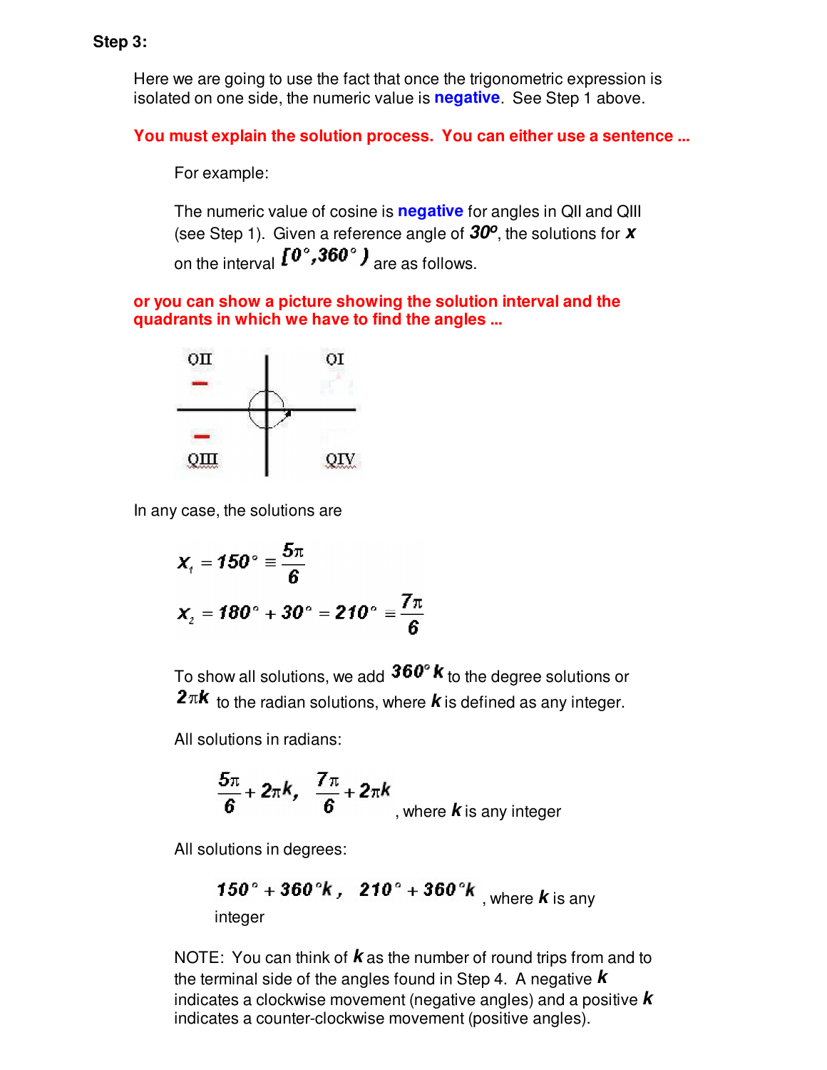**Step 3:**

Here we are going to use the fact that once the trigonometric expression is isolated on one side, the numeric value is **negative**. See Step 1 above.

**You must explain the solution process. You can either use a sentence ...**

For example:

The numeric value of cosine is **negative** for angles in QII and QIII (see Step 1). Given a reference angle of $30^o$, the solutions for $x$ on the interval $[0^\circ, 360^\circ)$ are as follows.

**or you can show a picture showing the solution interval and the quadrants in which we have to find the angles ...**

In any case, the solutions are

$$x_1 = 150^\circ \equiv \frac{5\pi}{6}$$

$$x_2 = 180^\circ + 30^\circ = 210^\circ = \frac{7\pi}{6}$$

To show all solutions, we add $360^\circ k$ to the degree solutions or $2\pi k$ to the radian solutions, where $k$ is defined as any integer.

All solutions in radians:

$$\frac{5\pi}{6} + 2\pi k, \quad \frac{7\pi}{6} + 2\pi k$$ , where $k$ is any integer

All solutions in degrees:

$$150^\circ + 360^\circ k, \quad 210^\circ + 360^\circ k$$ , where $k$ is any integer

NOTE: You can think of $k$ as the number of round trips from and to the terminal side of the angles found in Step 4. A negative $k$ indicates a clockwise movement (negative angles) and a positive $k$ indicates a counter-clockwise movement (positive angles).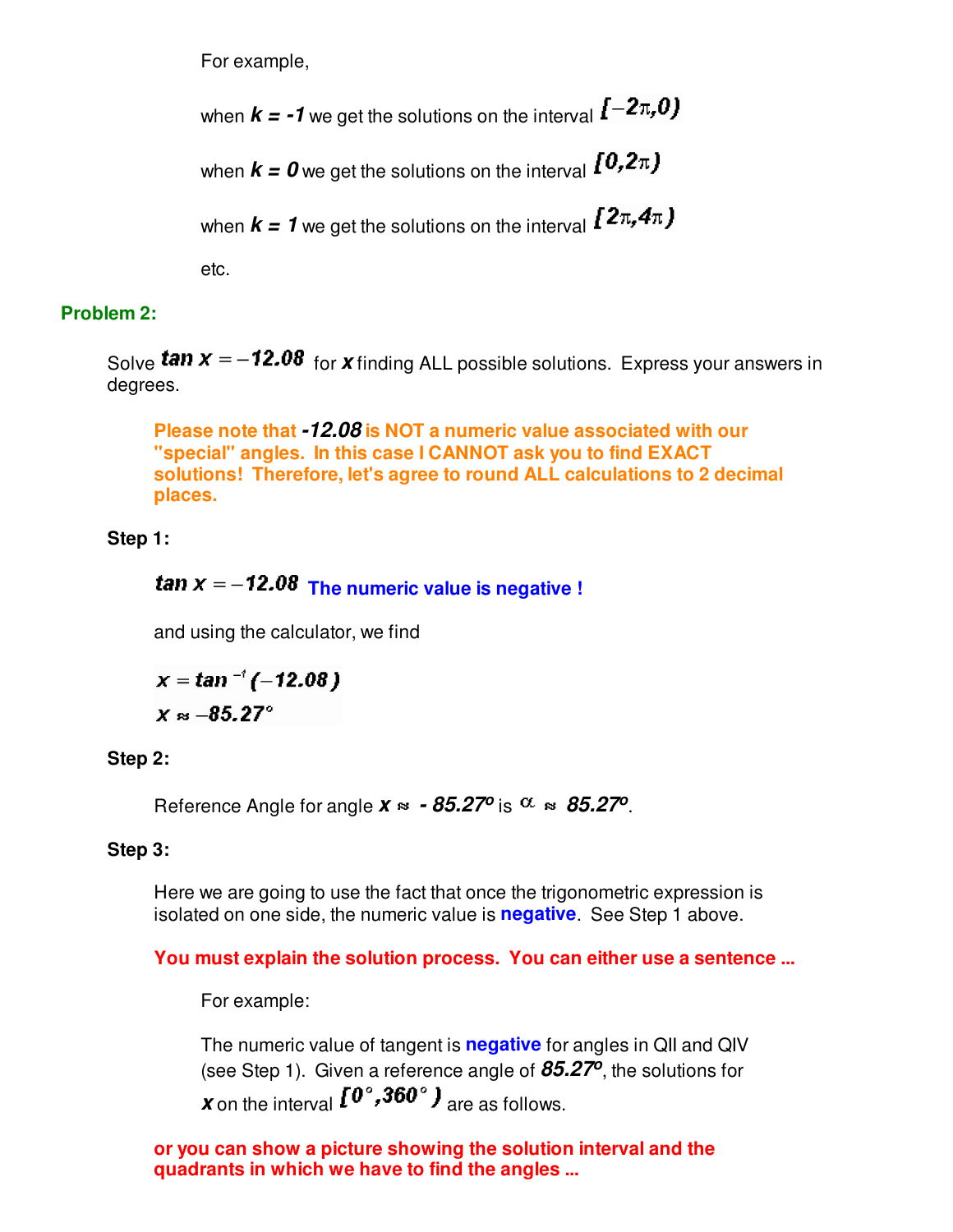For example,

when $k = -1$ we get the solutions on the interval $[-2\pi, 0)$

when $k = 0$ we get the solutions on the interval $[0, 2\pi)$

when $k = 1$ we get the solutions on the interval $[2\pi, 4\pi)$

etc.

## Problem 2:

Solve $\tan x = -12.08$ for $x$ finding ALL possible solutions. Express your answers in degrees.

**Please note that *-12.08* is NOT a numeric value associated with our "special" angles. In this case I CANNOT ask you to find EXACT solutions! Therefore, let's agree to round ALL calculations to 2 decimal places.**

**Step 1:**

$\tan x = -12.08$ **The numeric value is negative !**

and using the calculator, we find

$$x = \tan^{-1}(-12.08)$$
$$x \approx -85.27^\circ$$

**Step 2:**

Reference Angle for angle $x \approx -85.27^o$ is $\alpha \approx 85.27^o$.

**Step 3:**

Here we are going to use the fact that once the trigonometric expression is isolated on one side, the numeric value is **negative**. See Step 1 above.

**You must explain the solution process. You can either use a sentence ...**

For example:

The numeric value of tangent is **negative** for angles in QII and QIV (see Step 1). Given a reference angle of $85.27^o$, the solutions for $x$ on the interval $[0^\circ, 360^\circ)$ are as follows.

**or you can show a picture showing the solution interval and the quadrants in which we have to find the angles ...**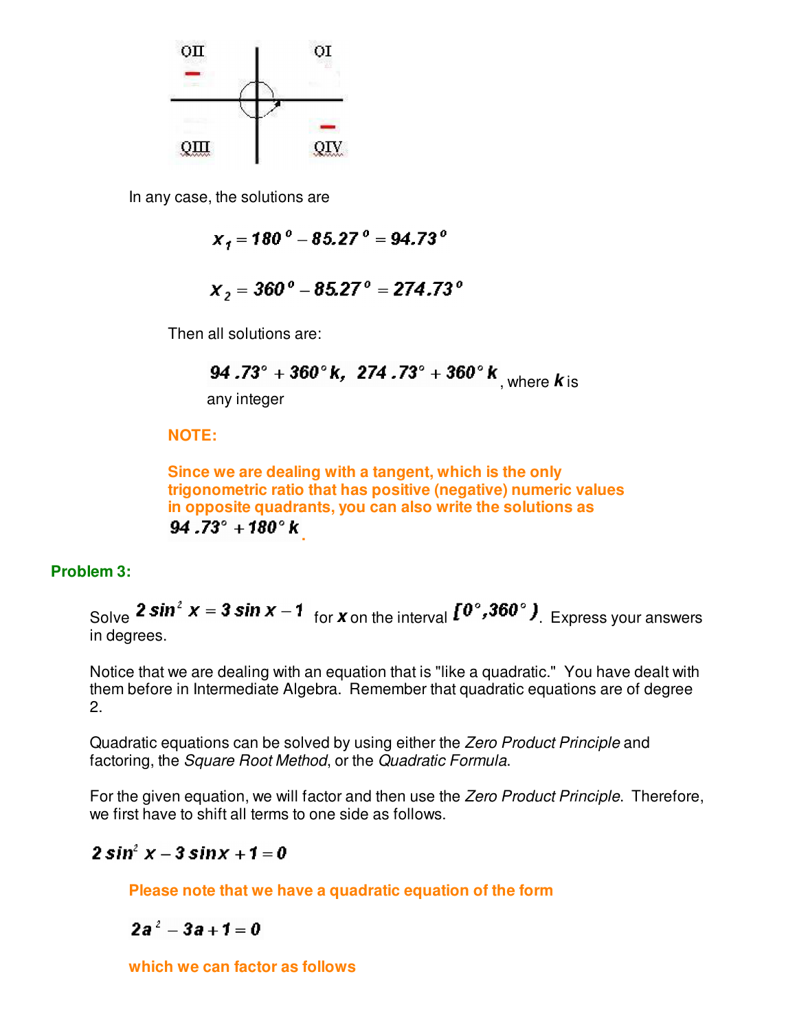In any case, the solutions are

$$x_1 = 180^o - 85.27^o = 94.73^o$$

$$x_2 = 360^o - 85.27^o = 274.73^o$$

Then all solutions are:

$94.73° + 360° k,\ \ 274.73° + 360° k$, where $k$ is any integer

**NOTE:**

**Since we are dealing with a tangent, which is the only trigonometric ratio that has positive (negative) numeric values in opposite quadrants, you can also write the solutions as** $94.73° + 180° k$.

## Problem 3:

Solve $2\sin^2 x = 3\sin x - 1$ for $x$ on the interval $[0°, 360°)$. Express your answers in degrees.

Notice that we are dealing with an equation that is "like a quadratic." You have dealt with them before in Intermediate Algebra. Remember that quadratic equations are of degree 2.

Quadratic equations can be solved by using either the *Zero Product Principle* and factoring, the *Square Root Method*, or the *Quadratic Formula*.

For the given equation, we will factor and then use the *Zero Product Principle*. Therefore, we first have to shift all terms to one side as follows.

$$2\sin^2 x - 3\sin x + 1 = 0$$

**Please note that we have a quadratic equation of the form**

$$2a^2 - 3a + 1 = 0$$

**which we can factor as follows**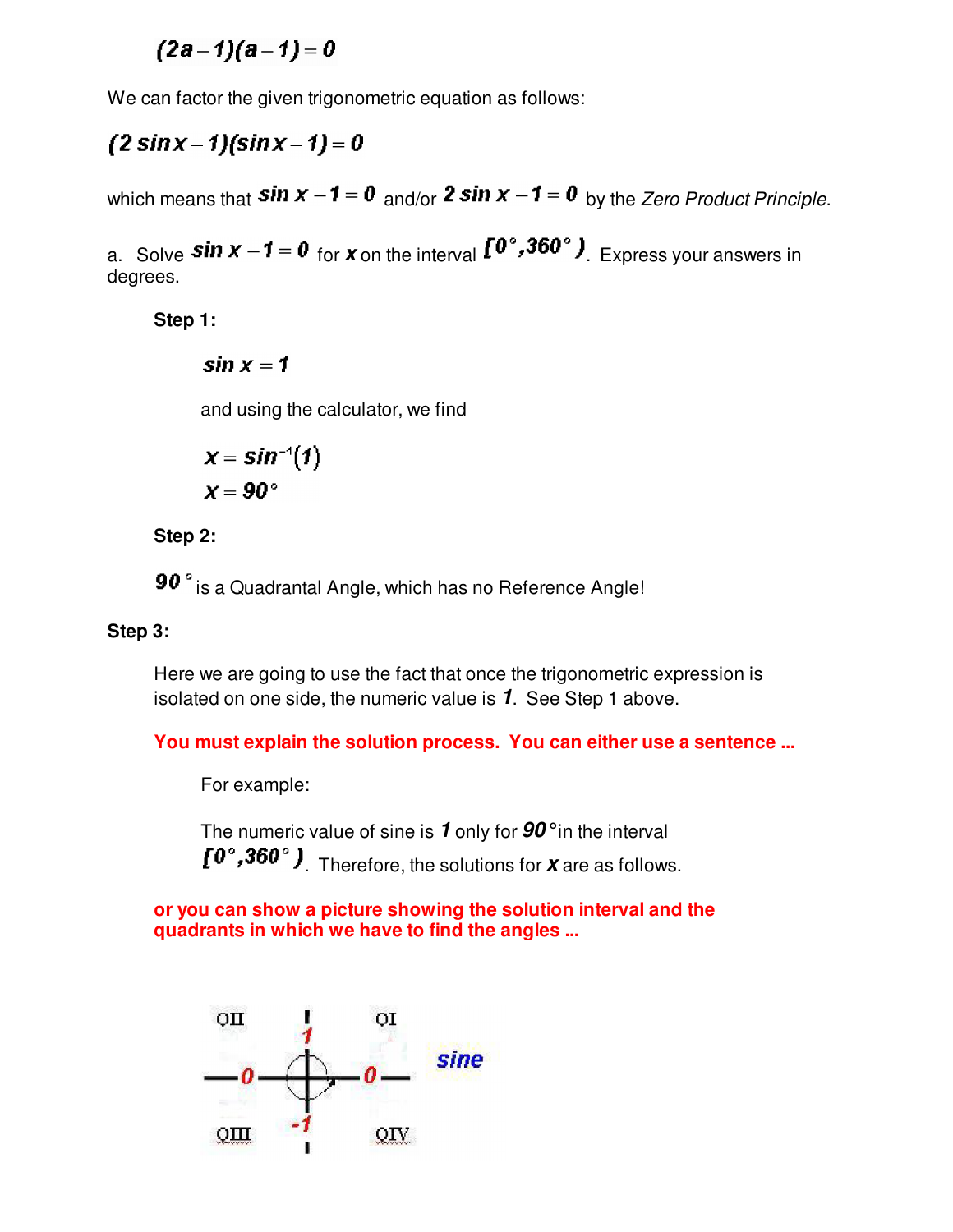$$(2a-1)(a-1)=0$$

We can factor the given trigonometric equation as follows:

$$(2\sin x-1)(\sin x-1)=0$$

which means that $\sin x - 1 = 0$ and/or $2\sin x - 1 = 0$ by the *Zero Product Principle*.

a. Solve $\sin x - 1 = 0$ for $x$ on the interval $[0°, 360°)$. Express your answers in degrees.

**Step 1:**

$$\sin x = 1$$

and using the calculator, we find

$$x = \sin^{-1}(1)$$
$$x = 90°$$

**Step 2:**

$90°$ is a Quadrantal Angle, which has no Reference Angle!

**Step 3:**

Here we are going to use the fact that once the trigonometric expression is isolated on one side, the numeric value is $1$. See Step 1 above.

**You must explain the solution process. You can either use a sentence ...**

For example:

The numeric value of sine is $1$ only for $90°$ in the interval $[0°, 360°)$. Therefore, the solutions for $x$ are as follows.

**or you can show a picture showing the solution interval and the quadrants in which we have to find the angles ...**

QII | QI | QIII | QIV | 1 | 0 | 0 | -1 | sine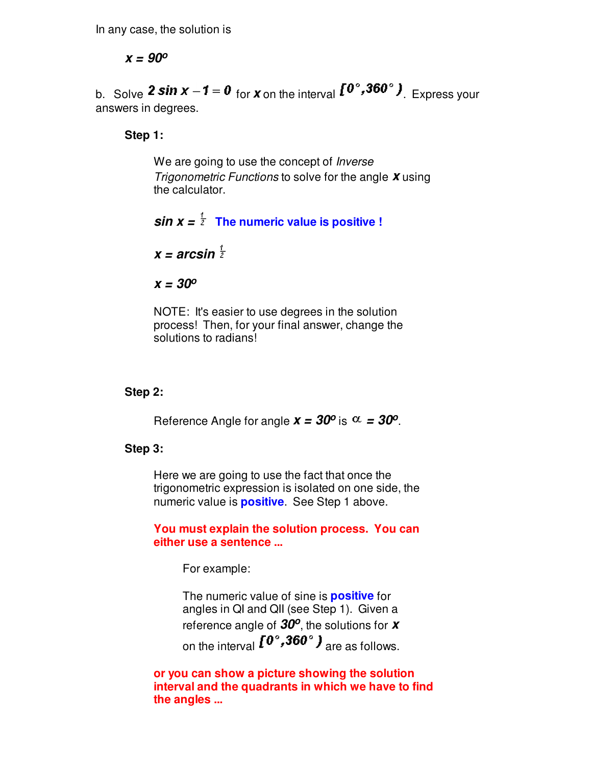In any case, the solution is

$x = 90^o$

b. Solve $2\sin x - 1 = 0$ for $x$ on the interval $[0°, 360°)$. Express your answers in degrees.

**Step 1:**

We are going to use the concept of *Inverse Trigonometric Functions* to solve for the angle $x$ using the calculator.

$\sin x = \frac{1}{2}$ **The numeric value is positive !**

$x = \arcsin \frac{1}{2}$

$x = 30^o$

NOTE: It's easier to use degrees in the solution process! Then, for your final answer, change the solutions to radians!

**Step 2:**

Reference Angle for angle $x = 30^o$ is $\alpha = 30^o$.

**Step 3:**

Here we are going to use the fact that once the trigonometric expression is isolated on one side, the numeric value is **positive**. See Step 1 above.

**You must explain the solution process. You can either use a sentence ...**

For example:

The numeric value of sine is **positive** for angles in QI and QII (see Step 1). Given a reference angle of $30^o$, the solutions for $x$ on the interval $[0°, 360°)$ are as follows.

**or you can show a picture showing the solution interval and the quadrants in which we have to find the angles ...**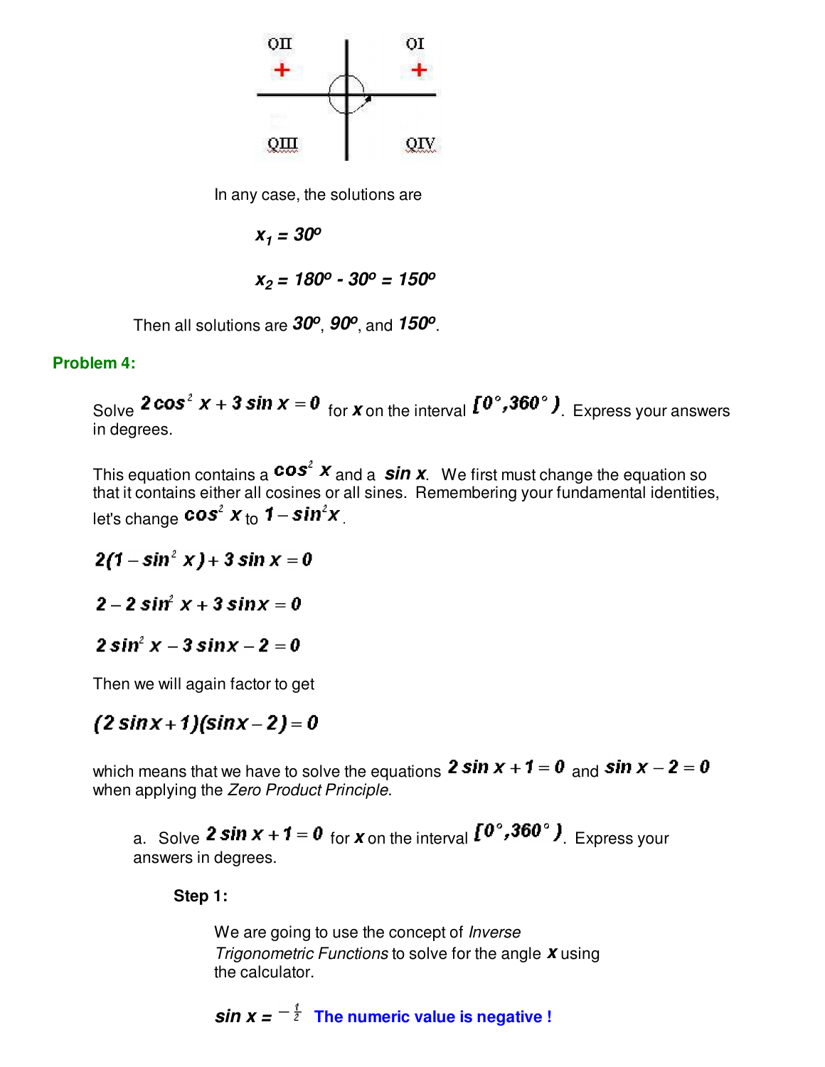QII + QI +

QIII QIV

In any case, the solutions are

$x_1 = 30^o$

$x_2 = 180^o - 30^o = 150^o$

Then all solutions are $30^o$, $90^o$, and $150^o$.

**Problem 4:**

Solve $2\cos^2 x + 3\sin x = 0$ for $x$ on the interval $[0°, 360°)$. Express your answers in degrees.

This equation contains a $\cos^2 x$ and a $\sin x$. We first must change the equation so that it contains either all cosines or all sines. Remembering your fundamental identities, let's change $\cos^2 x$ to $1 - \sin^2 x$.

$$2(1 - \sin^2 x) + 3\sin x = 0$$

$$2 - 2\sin^2 x + 3\sin x = 0$$

$$2\sin^2 x - 3\sin x - 2 = 0$$

Then we will again factor to get

$$(2\sin x + 1)(\sin x - 2) = 0$$

which means that we have to solve the equations $2\sin x + 1 = 0$ and $\sin x - 2 = 0$ when applying the *Zero Product Principle*.

a. Solve $2\sin x + 1 = 0$ for $x$ on the interval $[0°, 360°)$. Express your answers in degrees.

**Step 1:**

We are going to use the concept of *Inverse Trigonometric Functions* to solve for the angle $x$ using the calculator.

$\sin x = -\frac{1}{2}$ **The numeric value is negative !**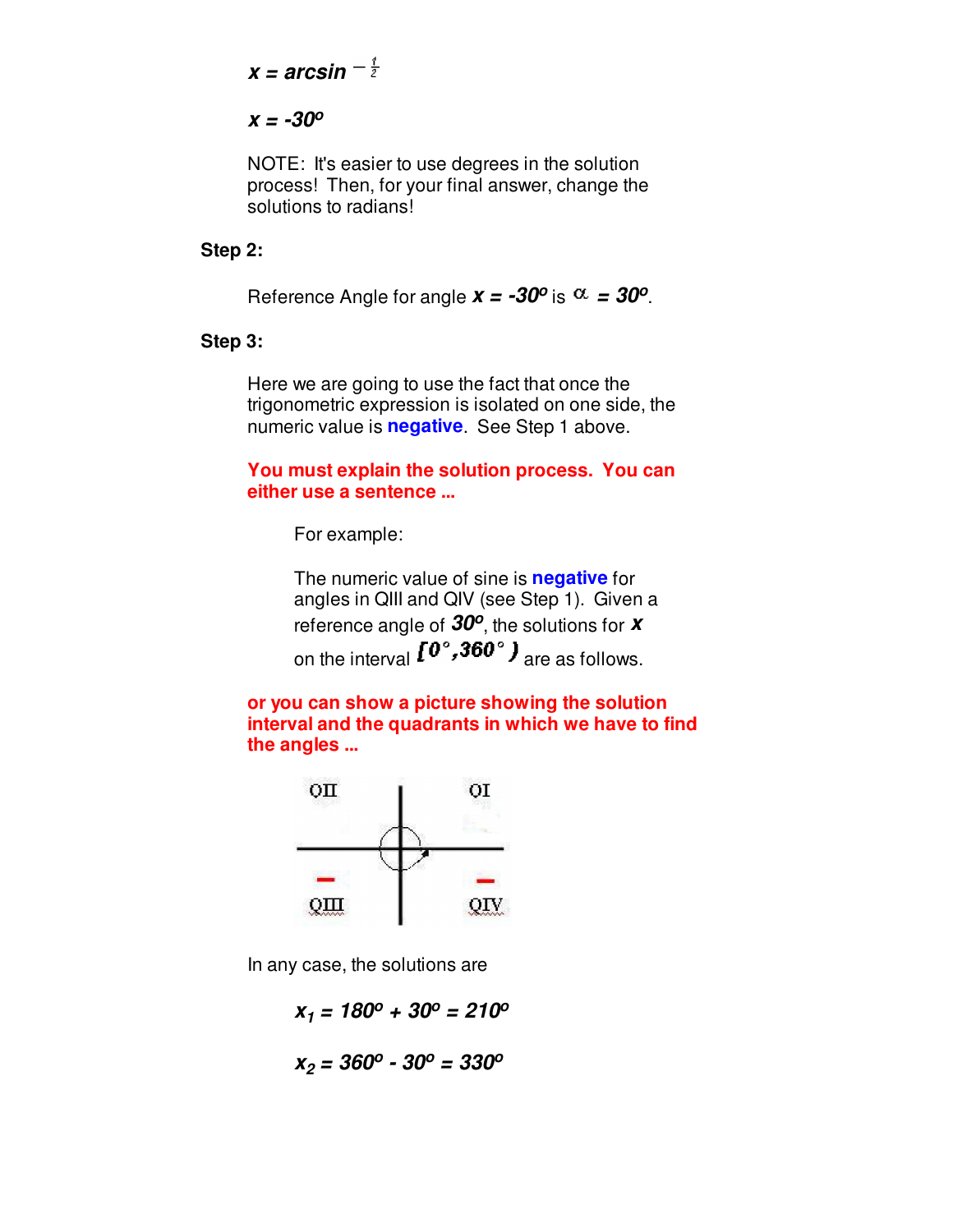$$x = \arcsin -\tfrac{1}{2}$$

$$x = -30^o$$

NOTE: It's easier to use degrees in the solution process! Then, for your final answer, change the solutions to radians!

**Step 2:**

Reference Angle for angle $x = -30^o$ is $\alpha = 30^o$.

**Step 3:**

Here we are going to use the fact that once the trigonometric expression is isolated on one side, the numeric value is **negative**. See Step 1 above.

**You must explain the solution process. You can either use a sentence ...**

For example:

The numeric value of sine is **negative** for angles in QIII and QIV (see Step 1). Given a reference angle of $30^o$, the solutions for $x$ on the interval $[0°, 360°)$ are as follows.

**or you can show a picture showing the solution interval and the quadrants in which we have to find the angles ...**

QII QI

– QIII – QIV

In any case, the solutions are

$$x_1 = 180^o + 30^o = 210^o$$

$$x_2 = 360^o - 30^o = 330^o$$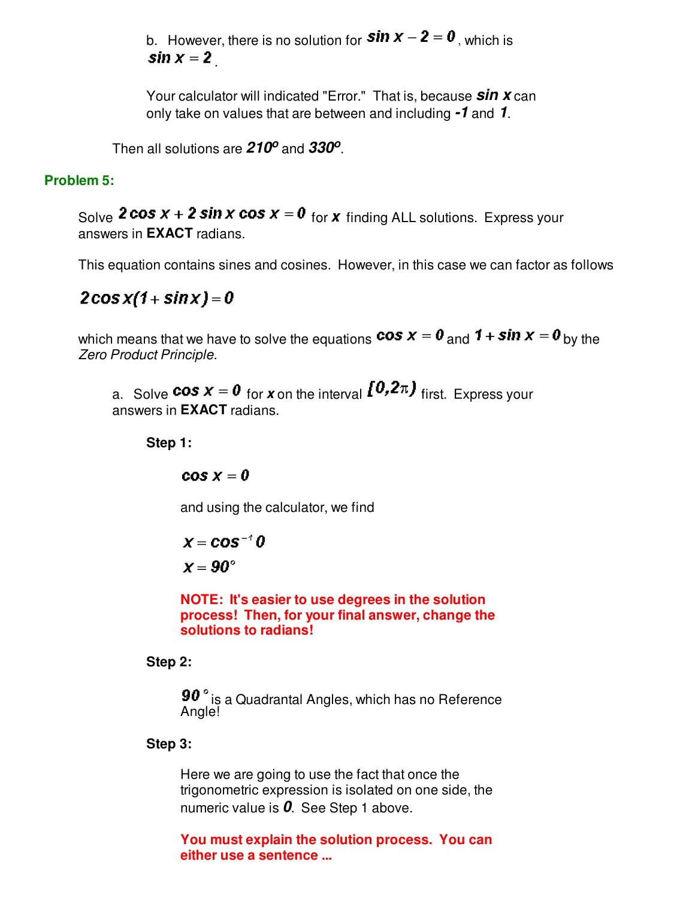b. However, there is no solution for $\sin x - 2 = 0$, which is $\sin x = 2$.

Your calculator will indicated "Error." That is, because $\sin x$ can only take on values that are between and including $-1$ and $1$.

Then all solutions are $210^o$ and $330^o$.

## Problem 5:

Solve $2\cos x + 2\sin x \cos x = 0$ for $x$ finding ALL solutions. Express your answers in **EXACT** radians.

This equation contains sines and cosines. However, in this case we can factor as follows

$$2\cos x(1 + \sin x) = 0$$

which means that we have to solve the equations $\cos x = 0$ and $1 + \sin x = 0$ by the *Zero Product Principle*.

a. Solve $\cos x = 0$ for $x$ on the interval $[0, 2\pi)$ first. Express your answers in **EXACT** radians.

**Step 1:**

$$\cos x = 0$$

and using the calculator, we find

$$x = \cos^{-1} 0$$
$$x = 90^\circ$$

**NOTE: It's easier to use degrees in the solution process! Then, for your final answer, change the solutions to radians!**

**Step 2:**

$90^\circ$ is a Quadrantal Angles, which has no Reference Angle!

**Step 3:**

Here we are going to use the fact that once the trigonometric expression is isolated on one side, the numeric value is $0$. See Step 1 above.

**You must explain the solution process. You can either use a sentence ...**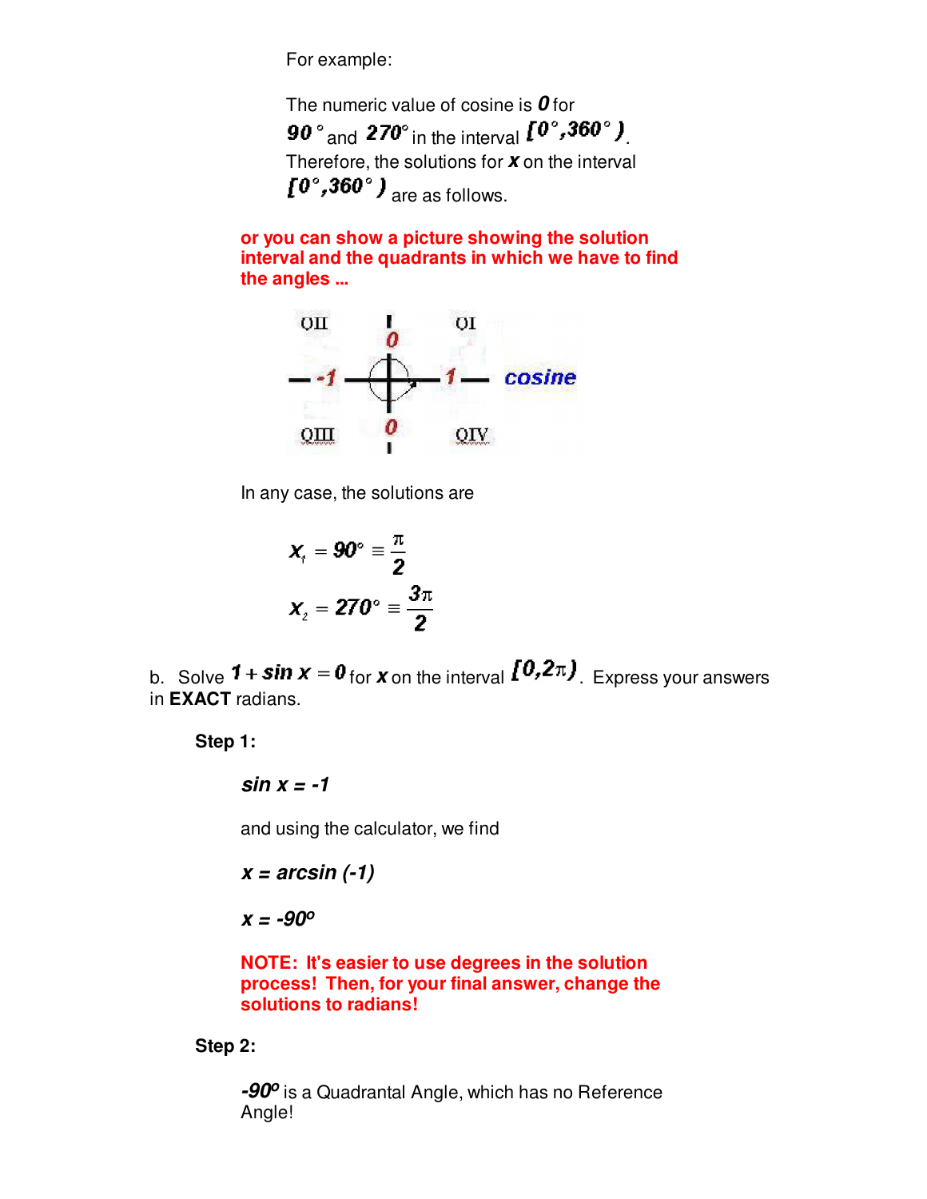For example:

The numeric value of cosine is $0$ for $90°$ and $270°$ in the interval $[0°, 360°)$. Therefore, the solutions for $x$ on the interval $[0°, 360°)$ are as follows.

**or you can show a picture showing the solution interval and the quadrants in which we have to find the angles ...**

QII　　0　　QI

-1　　　　1　　cosine

QIII　　0　　QIV

In any case, the solutions are

$$x_1 = 90° \equiv \frac{\pi}{2}$$

$$x_2 = 270° \equiv \frac{3\pi}{2}$$

b. Solve $1 + \sin x = 0$ for $x$ on the interval $[0, 2\pi)$. Express your answers in **EXACT** radians.

**Step 1:**

$\sin x = -1$

and using the calculator, we find

$x = \arcsin(-1)$

$x = -90^o$

**NOTE: It's easier to use degrees in the solution process! Then, for your final answer, change the solutions to radians!**

**Step 2:**

$-90^o$ is a Quadrantal Angle, which has no Reference Angle!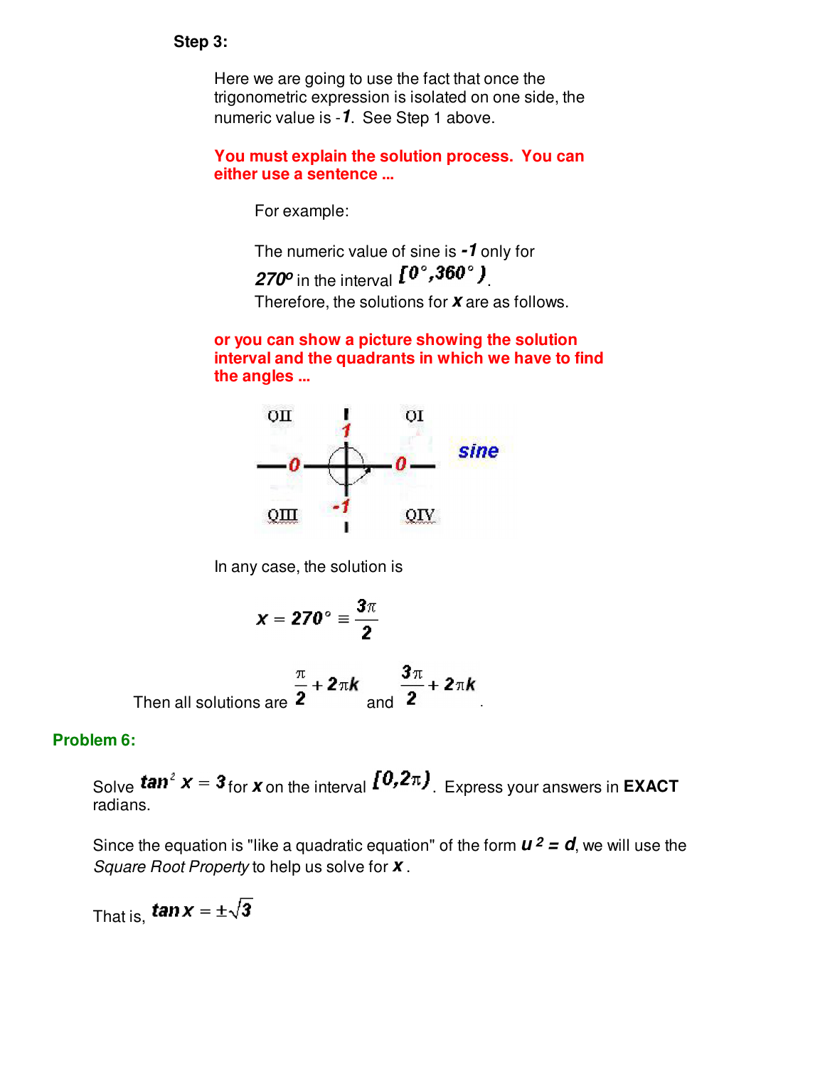**Step 3:**

Here we are going to use the fact that once the trigonometric expression is isolated on one side, the numeric value is $-1$. See Step 1 above.

**You must explain the solution process. You can either use a sentence ...**

For example:

The numeric value of sine is $-1$ only for $270^o$ in the interval $[0°, 360°)$. Therefore, the solutions for $x$ are as follows.

**or you can show a picture showing the solution interval and the quadrants in which we have to find the angles ...**

In any case, the solution is

$$x = 270° \equiv \frac{3\pi}{2}$$

Then all solutions are $\frac{\pi}{2} + 2\pi k$ and $\frac{3\pi}{2} + 2\pi k$.

**Problem 6:**

Solve $\tan^2 x = 3$ for $x$ on the interval $[0, 2\pi)$. Express your answers in **EXACT** radians.

Since the equation is "like a quadratic equation" of the form $u^2 = d$, we will use the *Square Root Property* to help us solve for $x$.

That is, $\tan x = \pm\sqrt{3}$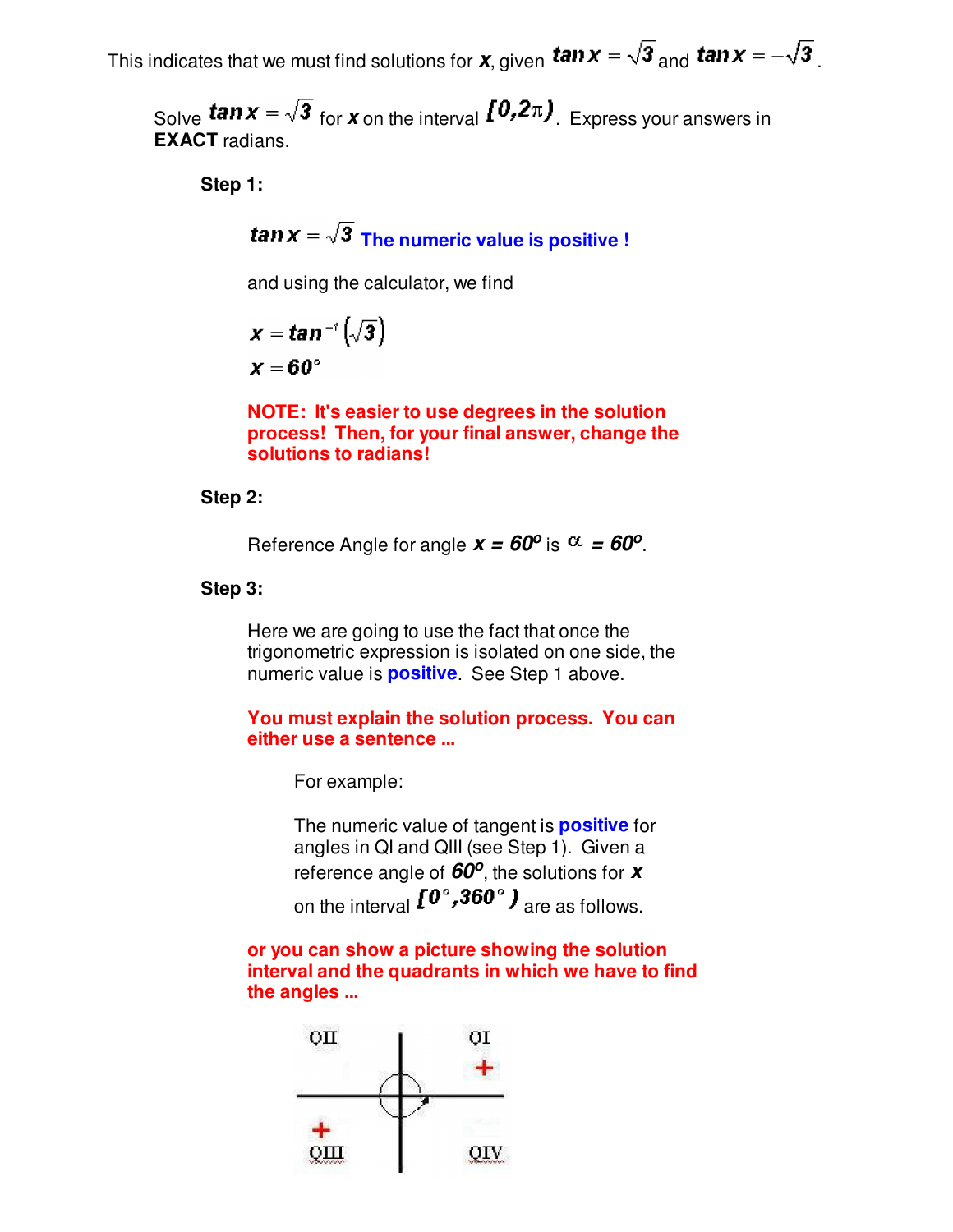This indicates that we must find solutions for $x$, given $\tan x = \sqrt{3}$ and $\tan x = -\sqrt{3}$.

Solve $\tan x = \sqrt{3}$ for $x$ on the interval $[0, 2\pi)$. Express your answers in **EXACT** radians.

**Step 1:**

$\tan x = \sqrt{3}$ **The numeric value is positive !**

and using the calculator, we find

$$x = \tan^{-1}\left(\sqrt{3}\right)$$
$$x = 60^\circ$$

**NOTE: It's easier to use degrees in the solution process! Then, for your final answer, change the solutions to radians!**

**Step 2:**

Reference Angle for angle $x = 60^o$ is $\alpha = 60^o$.

**Step 3:**

Here we are going to use the fact that once the trigonometric expression is isolated on one side, the numeric value is **positive**. See Step 1 above.

**You must explain the solution process. You can either use a sentence ...**

For example:

The numeric value of tangent is **positive** for angles in QI and QIII (see Step 1). Given a reference angle of $60^o$, the solutions for $x$ on the interval $[0^\circ, 360^\circ)$ are as follows.

**or you can show a picture showing the solution interval and the quadrants in which we have to find the angles ...**

| QII | QI + |
|---|---|
| QIII + | QIV |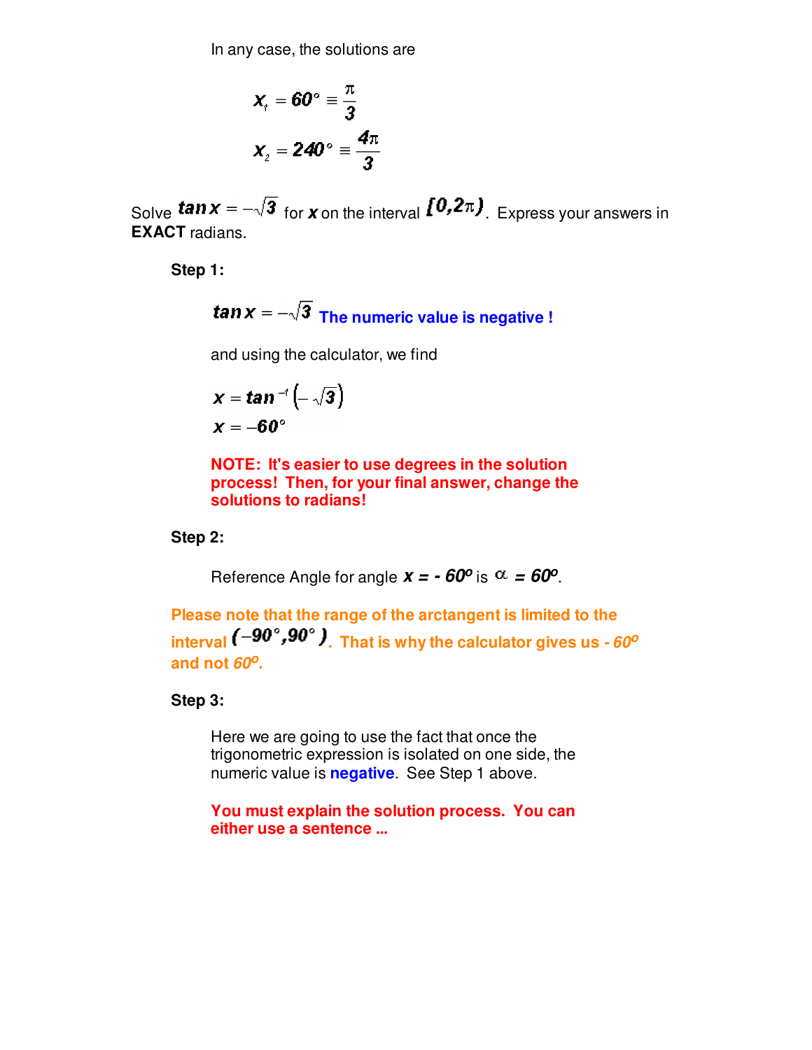In any case, the solutions are

$$x_1 = 60^\circ \equiv \frac{\pi}{3}$$
$$x_2 = 240^\circ \equiv \frac{4\pi}{3}$$

Solve $\tan x = -\sqrt{3}$ for $x$ on the interval $[0, 2\pi)$. Express your answers in **EXACT** radians.

**Step 1:**

$\tan x = -\sqrt{3}$ **The numeric value is negative !**

and using the calculator, we find

$$x = \tan^{-1}\left(-\sqrt{3}\right)$$
$$x = -60^\circ$$

**NOTE: It's easier to use degrees in the solution process! Then, for your final answer, change the solutions to radians!**

**Step 2:**

Reference Angle for angle $x = -60^o$ is $\alpha = 60^o$.

**Please note that the range of the arctangent is limited to the interval $(-90^\circ, 90^\circ)$. That is why the calculator gives us $-60^o$ and not $60^o$.**

**Step 3:**

Here we are going to use the fact that once the trigonometric expression is isolated on one side, the numeric value is **negative**. See Step 1 above.

**You must explain the solution process. You can either use a sentence ...**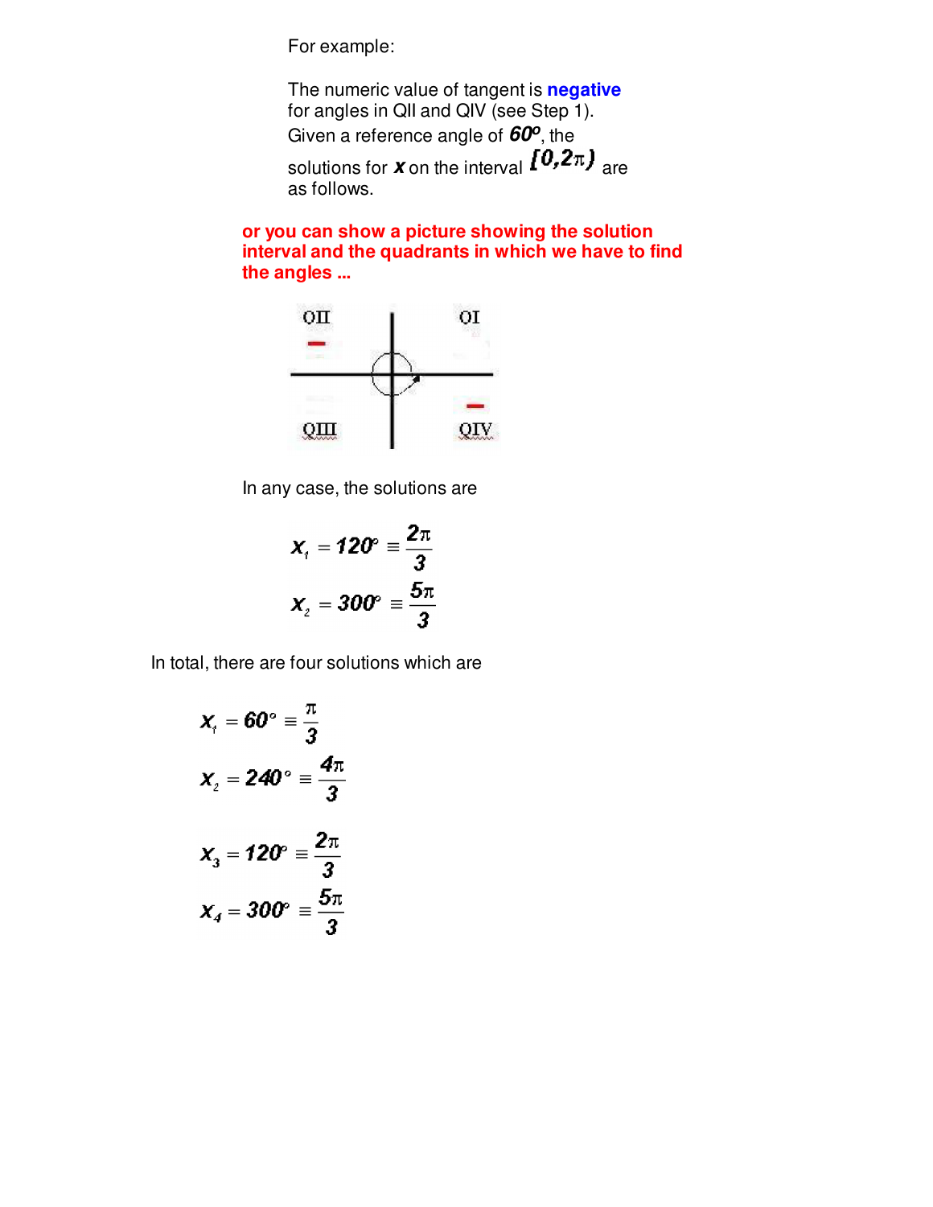For example:

The numeric value of tangent is **negative** for angles in QII and QIV (see Step 1). Given a reference angle of $60^o$, the solutions for $x$ on the interval $[0,2\pi)$ are as follows.

**or you can show a picture showing the solution interval and the quadrants in which we have to find the angles ...**

In any case, the solutions are

$$x_1 = 120^\circ \equiv \frac{2\pi}{3}$$

$$x_2 = 300^\circ \equiv \frac{5\pi}{3}$$

In total, there are four solutions which are

$$x_1 = 60^\circ \equiv \frac{\pi}{3}$$

$$x_2 = 240^\circ \equiv \frac{4\pi}{3}$$

$$x_3 = 120^\circ \equiv \frac{2\pi}{3}$$

$$x_4 = 300^\circ \equiv \frac{5\pi}{3}$$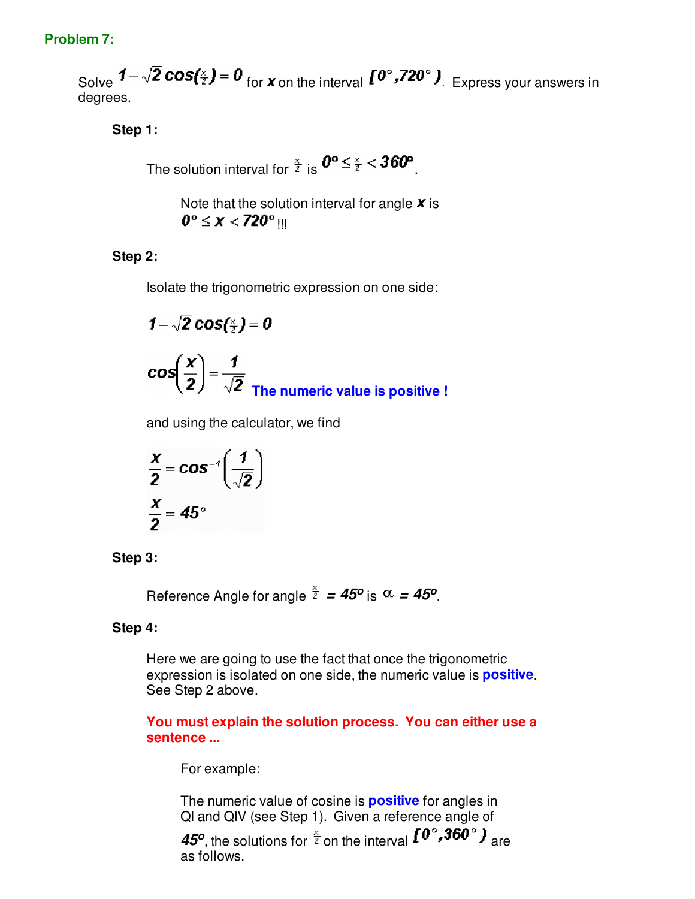**Problem 7:**

Solve $1 - \sqrt{2}\cos(\frac{x}{2}) = 0$ for $x$ on the interval $[0°, 720°)$. Express your answers in degrees.

**Step 1:**

The solution interval for $\frac{x}{2}$ is $0° \leq \frac{x}{2} < 360°$.

Note that the solution interval for angle $x$ is $0° \leq x < 720°$ !!!

**Step 2:**

Isolate the trigonometric expression on one side:

$$1 - \sqrt{2}\cos(\tfrac{x}{2}) = 0$$

$$\cos\left(\frac{x}{2}\right) = \frac{1}{\sqrt{2}}$$ **The numeric value is positive !**

and using the calculator, we find

$$\frac{x}{2} = \cos^{-1}\left(\frac{1}{\sqrt{2}}\right)$$

$$\frac{x}{2} = 45°$$

**Step 3:**

Reference Angle for angle $\frac{x}{2} = 45°$ is $\alpha = 45°$.

**Step 4:**

Here we are going to use the fact that once the trigonometric expression is isolated on one side, the numeric value is **positive**. See Step 2 above.

**You must explain the solution process. You can either use a sentence ...**

For example:

The numeric value of cosine is **positive** for angles in QI and QIV (see Step 1). Given a reference angle of $45°$, the solutions for $\frac{x}{2}$ on the interval $[0°, 360°)$ are as follows.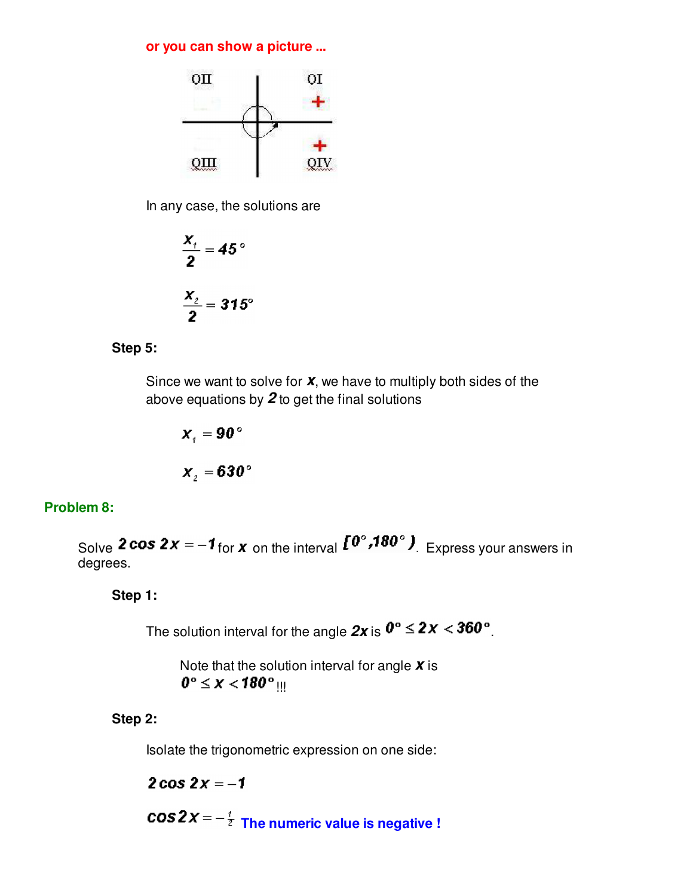**or you can show a picture ...**

In any case, the solutions are

$$\frac{x_1}{2} = 45°$$

$$\frac{x_2}{2} = 315°$$

**Step 5:**

Since we want to solve for $x$, we have to multiply both sides of the above equations by $2$ to get the final solutions

$$x_1 = 90°$$

$$x_2 = 630°$$

## Problem 8:

Solve $2\cos 2x = -1$ for $x$ on the interval $[0°, 180°)$. Express your answers in degrees.

**Step 1:**

The solution interval for the angle $2x$ is $0° \leq 2x < 360°$.

Note that the solution interval for angle $x$ is $0° \leq x < 180°$ !!!

**Step 2:**

Isolate the trigonometric expression on one side:

$$2\cos 2x = -1$$

$$\cos 2x = -\tfrac{1}{2}$$ **The numeric value is negative !**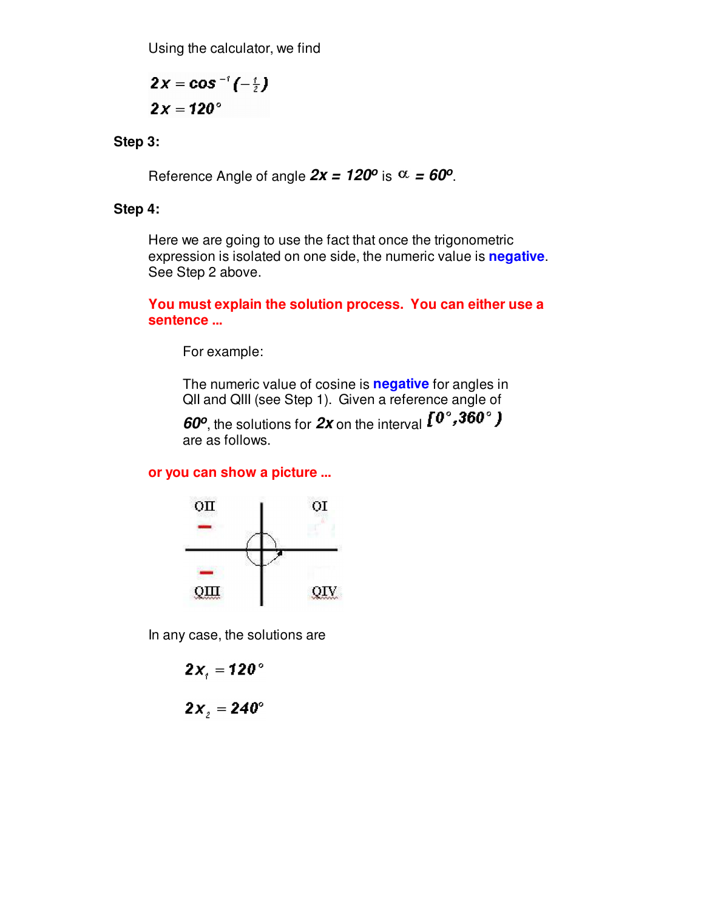Using the calculator, we find

$$2x = \cos^{-1}\left(-\tfrac{1}{2}\right)$$
$$2x = 120^\circ$$

**Step 3:**

Reference Angle of angle $2x = 120^o$ is $\alpha = 60^o$.

**Step 4:**

Here we are going to use the fact that once the trigonometric expression is isolated on one side, the numeric value is **negative**. See Step 2 above.

**You must explain the solution process. You can either use a sentence ...**

For example:

The numeric value of cosine is **negative** for angles in QII and QIII (see Step 1). Given a reference angle of $60^o$, the solutions for $2x$ on the interval $[0^\circ, 360^\circ)$ are as follows.

**or you can show a picture ...**

QII – | QI

QIII – | QIV

In any case, the solutions are

$$2x_1 = 120^\circ$$

$$2x_2 = 240^\circ$$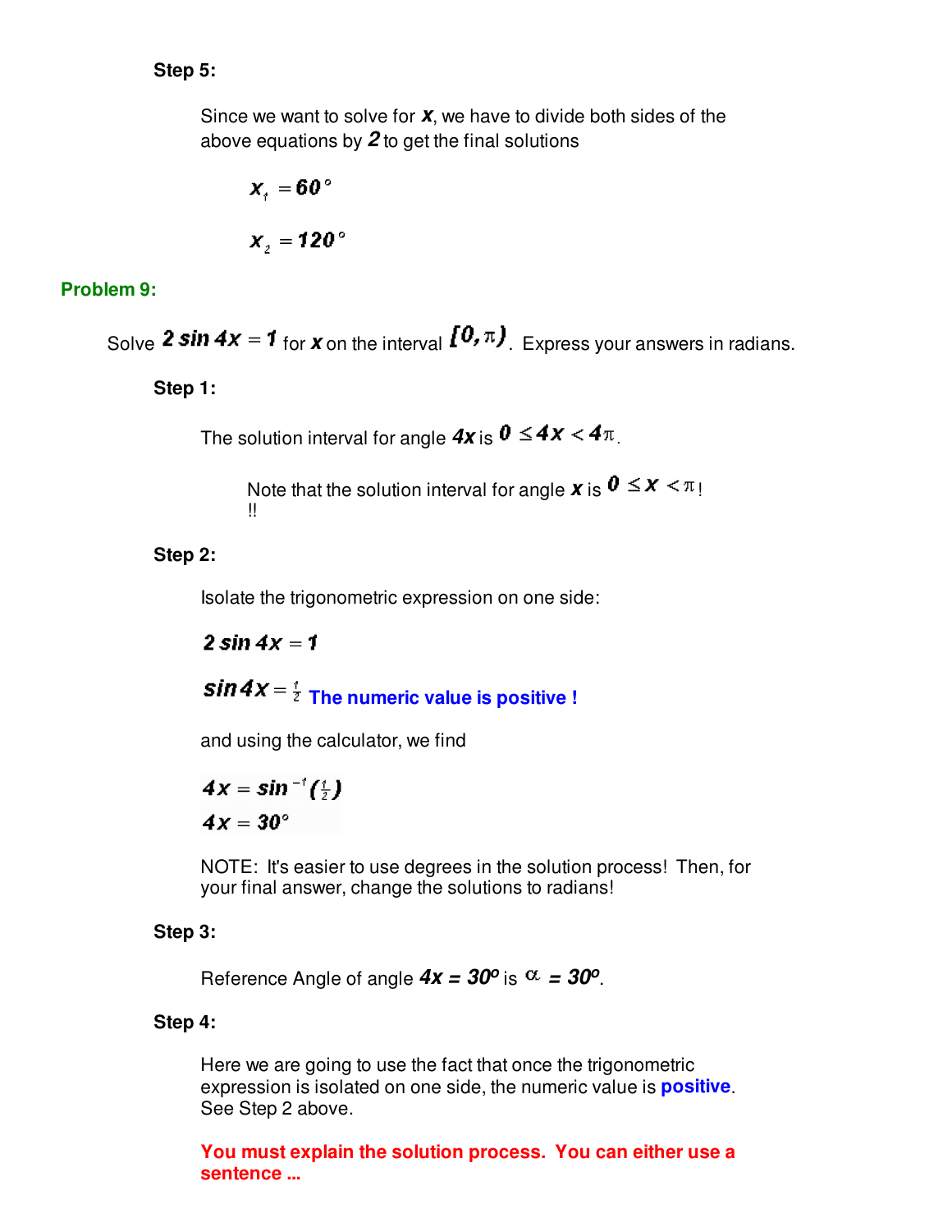**Step 5:**

Since we want to solve for $x$, we have to divide both sides of the above equations by $2$ to get the final solutions

$$x_1 = 60°$$

$$x_2 = 120°$$

## Problem 9:

Solve $2 \sin 4x = 1$ for $x$ on the interval $[0, \pi)$. Express your answers in radians.

**Step 1:**

The solution interval for angle $4x$ is $0 \leq 4x < 4\pi$.

Note that the solution interval for angle $x$ is $0 \leq x < \pi$!
!!

**Step 2:**

Isolate the trigonometric expression on one side:

$$2 \sin 4x = 1$$

$\sin 4x = \frac{1}{2}$ **The numeric value is positive !**

and using the calculator, we find

$$4x = \sin^{-1}\left(\tfrac{1}{2}\right)$$
$$4x = 30°$$

NOTE: It's easier to use degrees in the solution process! Then, for your final answer, change the solutions to radians!

**Step 3:**

Reference Angle of angle $4x = 30^o$ is $\alpha = 30^o$.

**Step 4:**

Here we are going to use the fact that once the trigonometric expression is isolated on one side, the numeric value is **positive**. See Step 2 above.

**You must explain the solution process. You can either use a sentence ...**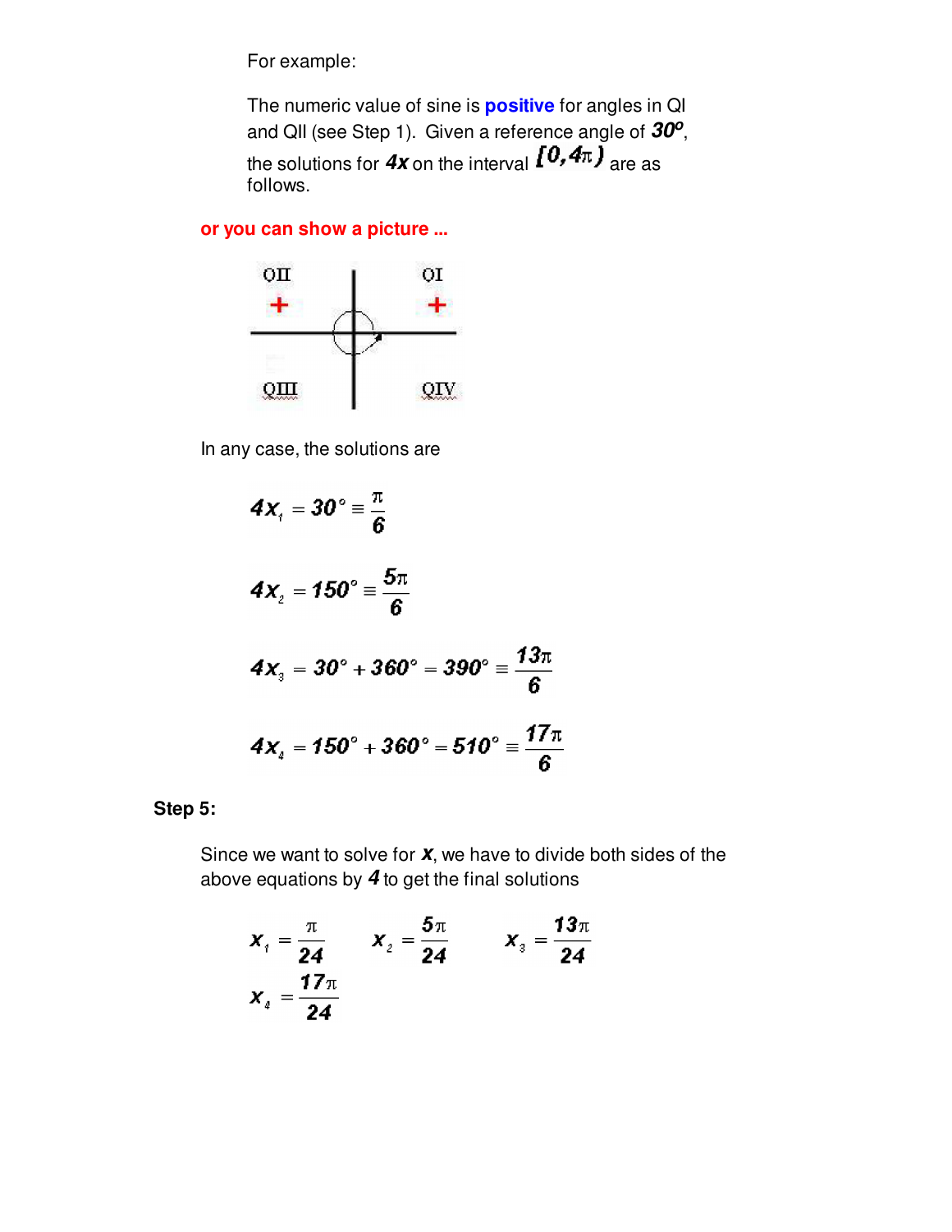For example:

The numeric value of sine is **positive** for angles in QI and QII (see Step 1). Given a reference angle of $30^o$, the solutions for $4x$ on the interval $[0, 4\pi)$ are as follows.

**or you can show a picture ...**

QII + QI +

QIII QIV

In any case, the solutions are

$$4x_1 = 30^\circ \equiv \frac{\pi}{6}$$

$$4x_2 = 150^\circ \equiv \frac{5\pi}{6}$$

$$4x_3 = 30^\circ + 360^\circ = 390^\circ \equiv \frac{13\pi}{6}$$

$$4x_4 = 150^\circ + 360^\circ = 510^\circ \equiv \frac{17\pi}{6}$$

**Step 5:**

Since we want to solve for $x$, we have to divide both sides of the above equations by $4$ to get the final solutions

$$x_1 = \frac{\pi}{24} \qquad x_2 = \frac{5\pi}{24} \qquad x_3 = \frac{13\pi}{24}$$

$$x_4 = \frac{17\pi}{24}$$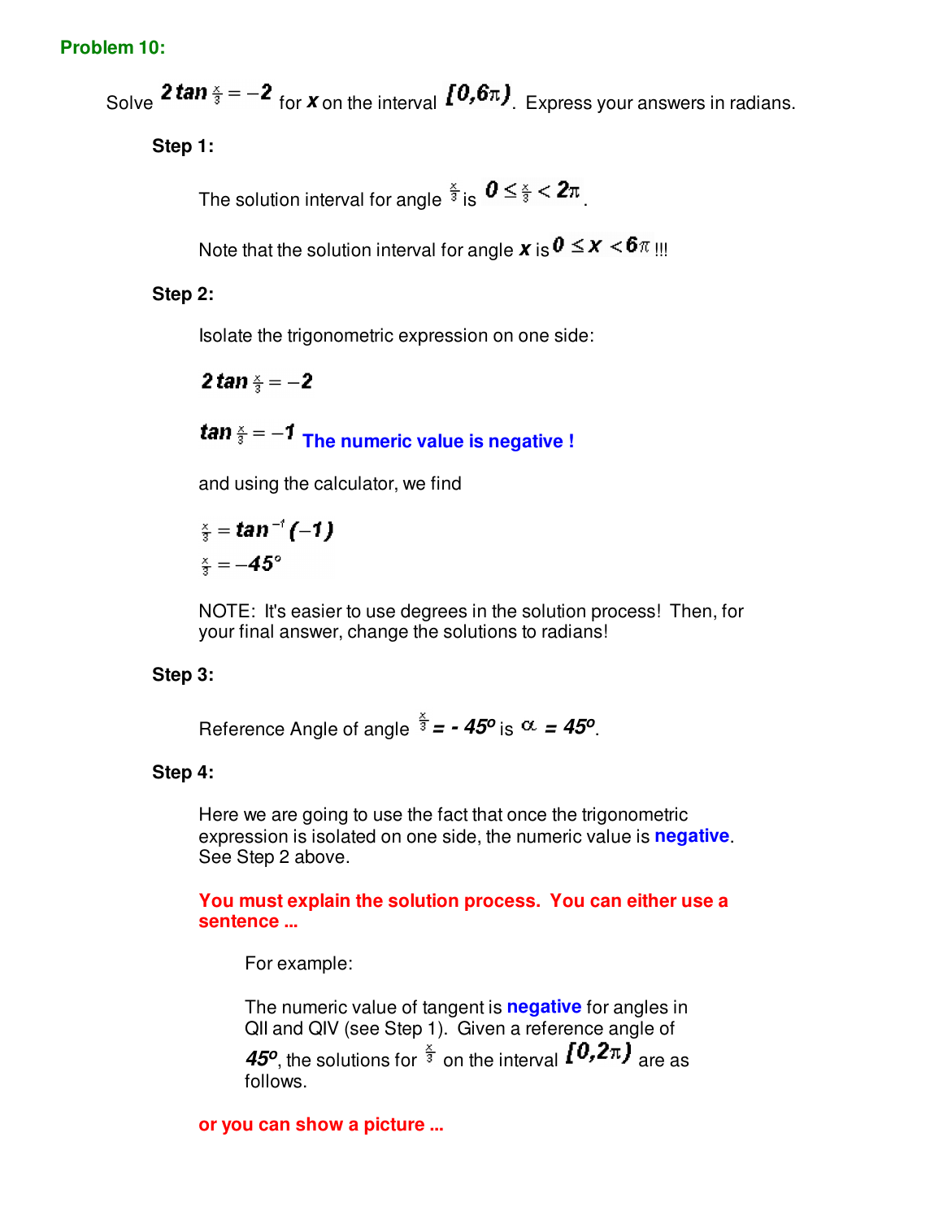**Problem 10:**

Solve $2\tan\frac{x}{3} = -2$ for $x$ on the interval $[0,6\pi)$. Express your answers in radians.

**Step 1:**

The solution interval for angle $\frac{x}{3}$ is $0 \le \frac{x}{3} < 2\pi$.

Note that the solution interval for angle $x$ is $0 \le x < 6\pi$ !!!

**Step 2:**

Isolate the trigonometric expression on one side:

$$2\tan\frac{x}{3} = -2$$

$\tan\frac{x}{3} = -1$ **The numeric value is negative !**

and using the calculator, we find

$$\frac{x}{3} = \tan^{-1}(-1)$$
$$\frac{x}{3} = -45^\circ$$

NOTE: It's easier to use degrees in the solution process! Then, for your final answer, change the solutions to radians!

**Step 3:**

Reference Angle of angle $\frac{x}{3} = -45^o$ is $\alpha = 45^o$.

**Step 4:**

Here we are going to use the fact that once the trigonometric expression is isolated on one side, the numeric value is **negative**. See Step 2 above.

**You must explain the solution process. You can either use a sentence ...**

For example:

The numeric value of tangent is **negative** for angles in QII and QIV (see Step 1). Given a reference angle of $45^o$, the solutions for $\frac{x}{3}$ on the interval $[0,2\pi)$ are as follows.

**or you can show a picture ...**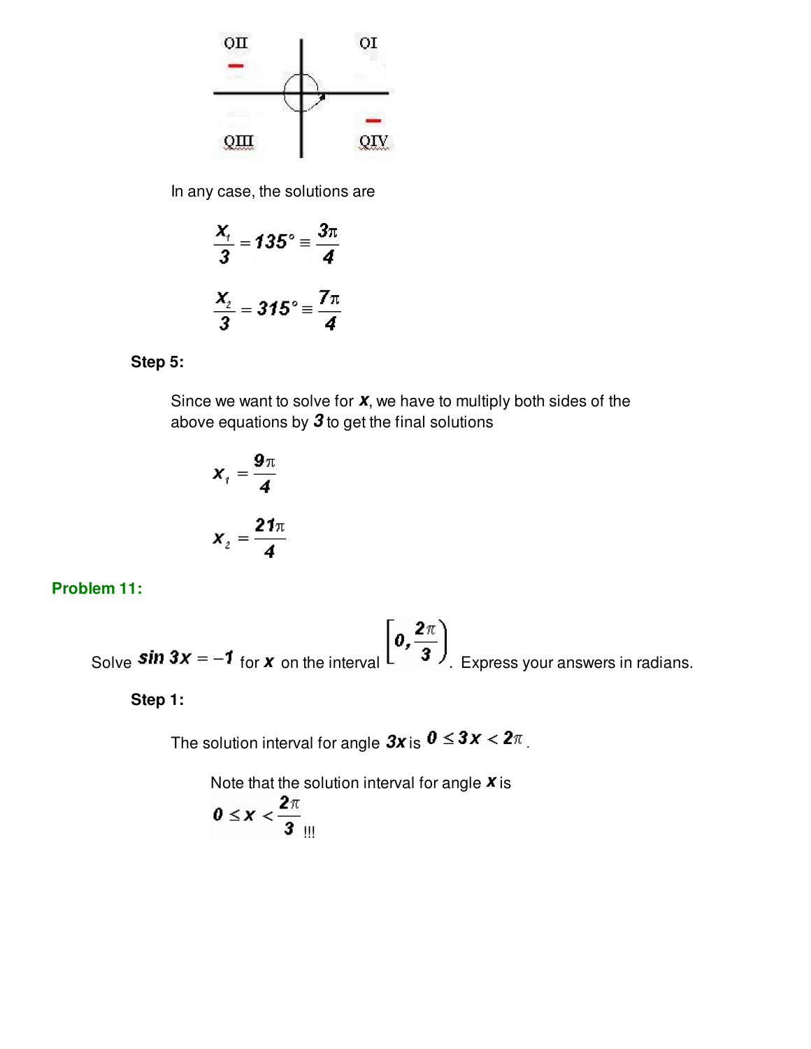In any case, the solutions are

$$\frac{x_1}{3} = 135° \equiv \frac{3\pi}{4}$$

$$\frac{x_2}{3} = 315° \equiv \frac{7\pi}{4}$$

**Step 5:**

Since we want to solve for $x$, we have to multiply both sides of the above equations by $3$ to get the final solutions

$$x_1 = \frac{9\pi}{4}$$

$$x_2 = \frac{21\pi}{4}$$

**Problem 11:**

Solve $\sin 3x = -1$ for $x$ on the interval $\left[0, \frac{2\pi}{3}\right)$. Express your answers in radians.

**Step 1:**

The solution interval for angle $3x$ is $0 \leq 3x < 2\pi$.

Note that the solution interval for angle $x$ is $0 \leq x < \frac{2\pi}{3}$ !!!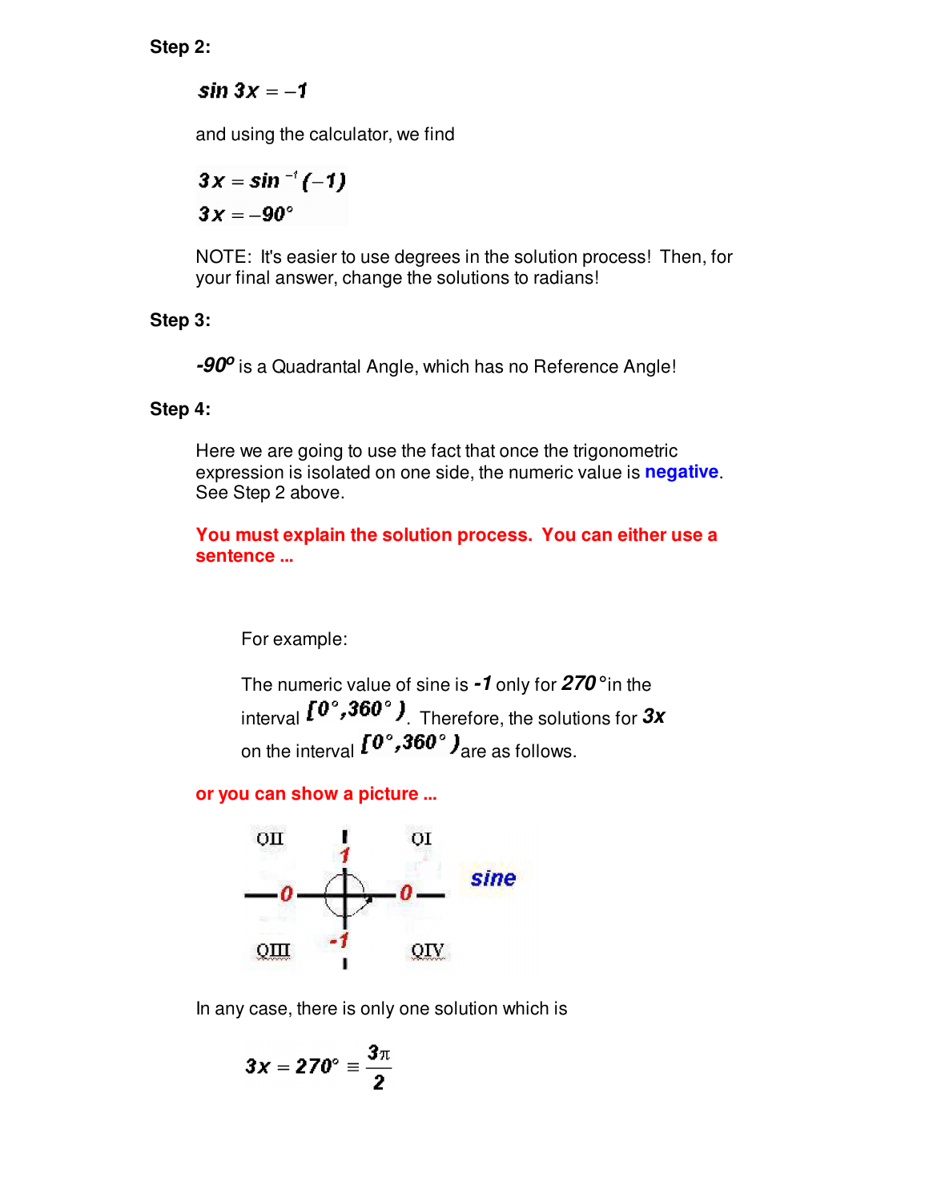**Step 2:**

$$\sin 3x = -1$$

and using the calculator, we find

$$3x = \sin^{-1}(-1)$$
$$3x = -90^\circ$$

NOTE: It's easier to use degrees in the solution process! Then, for your final answer, change the solutions to radians!

**Step 3:**

$-90^o$ is a Quadrantal Angle, which has no Reference Angle!

**Step 4:**

Here we are going to use the fact that once the trigonometric expression is isolated on one side, the numeric value is **negative**. See Step 2 above.

**You must explain the solution process. You can either use a sentence ...**

For example:

The numeric value of sine is $-1$ only for $270^\circ$ in the interval $[0^\circ, 360^\circ)$. Therefore, the solutions for $3x$ on the interval $[0^\circ, 360^\circ)$ are as follows.

**or you can show a picture ...**

| QII | 1 | QI |
|---|---|---|
| 0 | | 0 |
| QIII | -1 | QIV |

*sine*

In any case, there is only one solution which is

$$3x = 270^\circ \equiv \frac{3\pi}{2}$$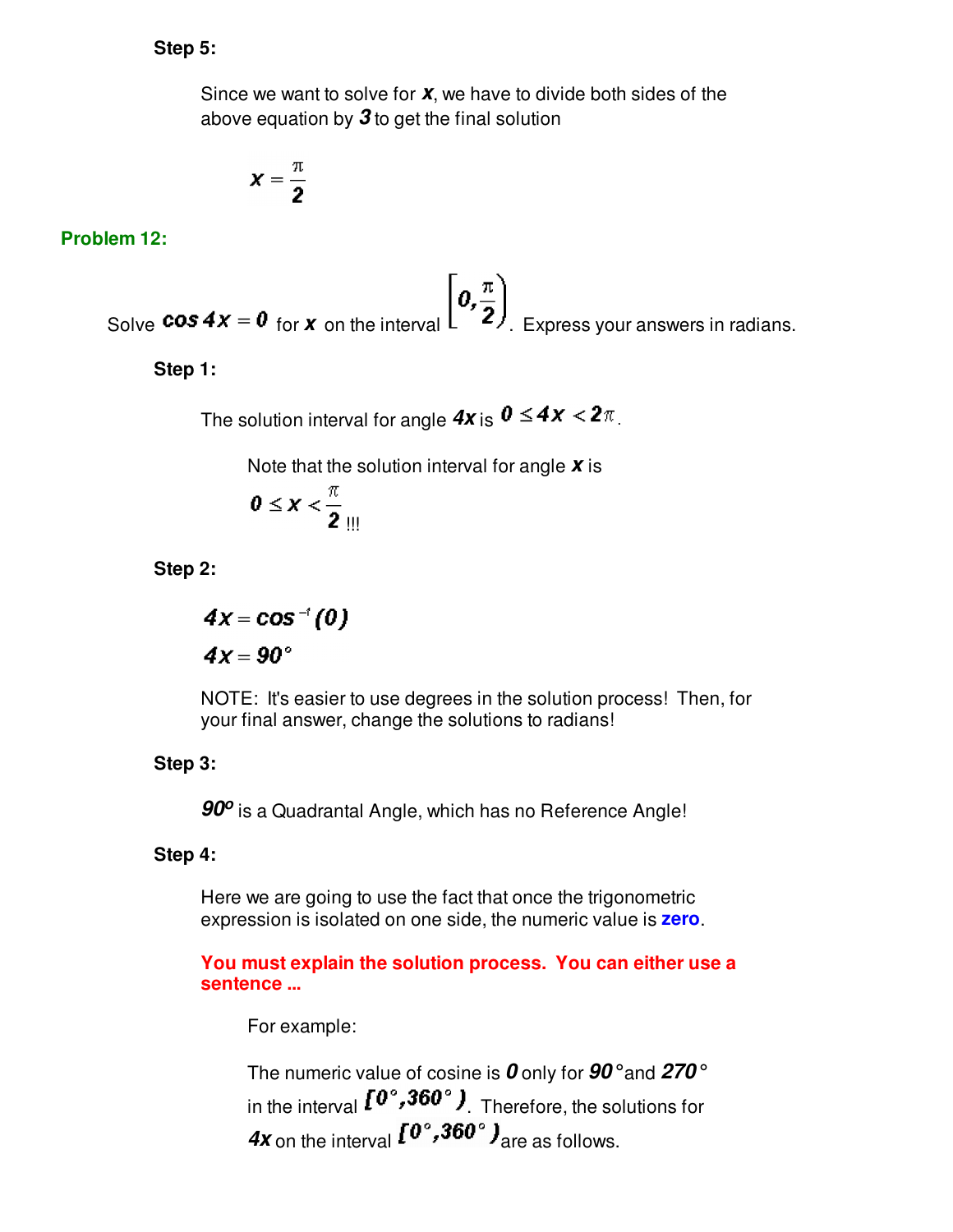**Step 5:**

Since we want to solve for $x$, we have to divide both sides of the above equation by $3$ to get the final solution

$$x = \frac{\pi}{2}$$

## Problem 12:

Solve $\cos 4x = 0$ for $x$ on the interval $\left[0, \frac{\pi}{2}\right)$. Express your answers in radians.

**Step 1:**

The solution interval for angle $4x$ is $0 \le 4x < 2\pi$.

Note that the solution interval for angle $x$ is $0 \le x < \frac{\pi}{2}$ !!!

**Step 2:**

$$4x = \cos^{-1}(0)$$
$$4x = 90°$$

NOTE: It's easier to use degrees in the solution process! Then, for your final answer, change the solutions to radians!

**Step 3:**

$90^o$ is a Quadrantal Angle, which has no Reference Angle!

**Step 4:**

Here we are going to use the fact that once the trigonometric expression is isolated on one side, the numeric value is **zero**.

**You must explain the solution process. You can either use a sentence ...**

For example:

The numeric value of cosine is $0$ only for $90°$ and $270°$ in the interval $[0°, 360°)$. Therefore, the solutions for $4x$ on the interval $[0°, 360°)$ are as follows.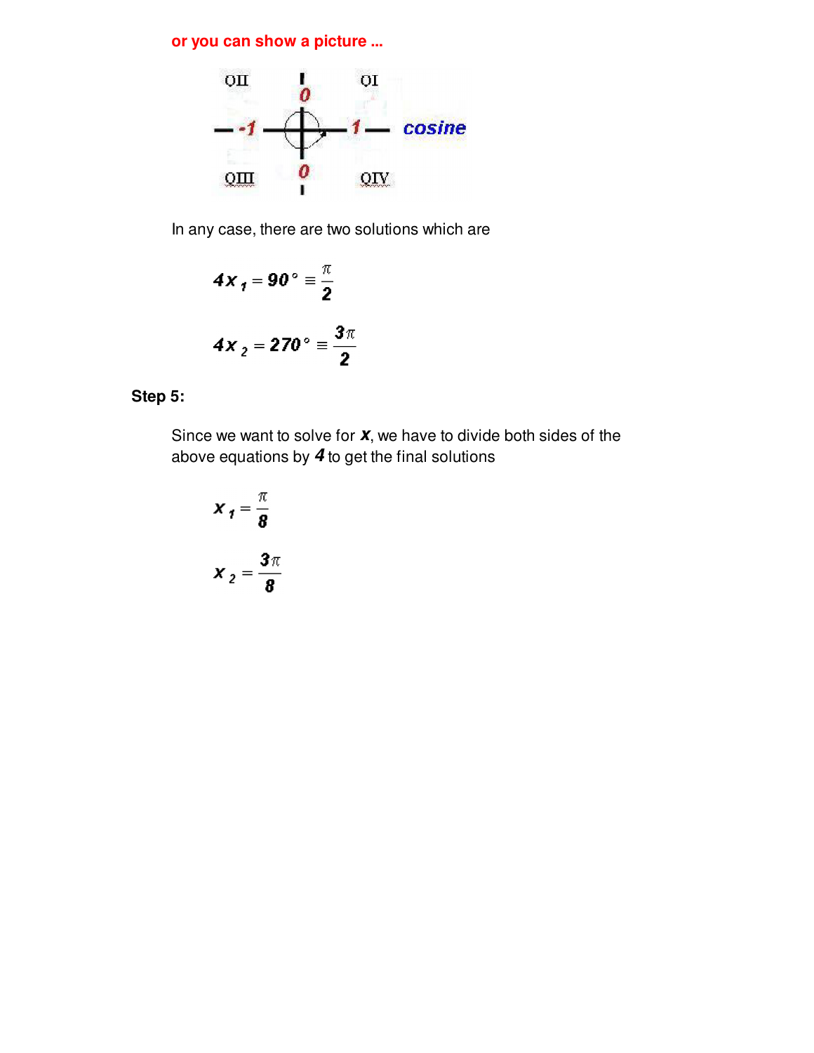**or you can show a picture ...**

QII

QI

0

-1

1

cosine

QIII

0

QIV

In any case, there are two solutions which are

$$4x_1 = 90^\circ \equiv \frac{\pi}{2}$$

$$4x_2 = 270^\circ \equiv \frac{3\pi}{2}$$

**Step 5:**

Since we want to solve for $x$, we have to divide both sides of the above equations by $4$ to get the final solutions

$$x_1 = \frac{\pi}{8}$$

$$x_2 = \frac{3\pi}{8}$$